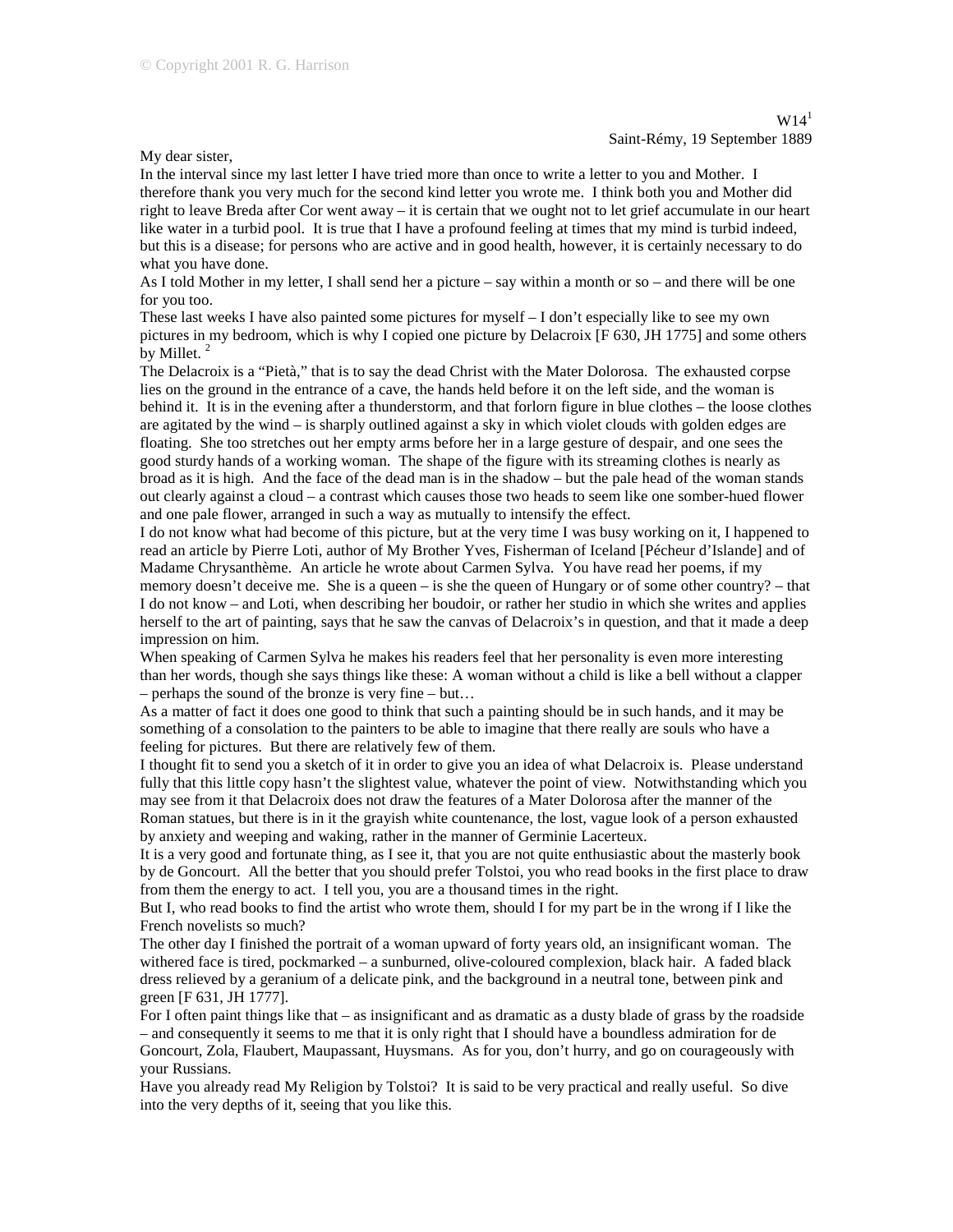© Copyright 2001 R. G. Harrison

W14[1]
Saint-Rémy, 19 September 1889

My dear sister,

In the interval since my last letter I have tried more than once to write a letter to you and Mother. I therefore thank you very much for the second kind letter you wrote me. I think both you and Mother did right to leave Breda after Cor went away – it is certain that we ought not to let grief accumulate in our heart like water in a turbid pool. It is true that I have a profound feeling at times that my mind is turbid indeed, but this is a disease; for persons who are active and in good health, however, it is certainly necessary to do what you have done.

As I told Mother in my letter, I shall send her a picture – say within a month or so – and there will be one for you too.

These last weeks I have also painted some pictures for myself – I don't especially like to see my own pictures in my bedroom, which is why I copied one picture by Delacroix [F 630, JH 1775] and some others by Millet. [2]

The Delacroix is a "Pietà," that is to say the dead Christ with the Mater Dolorosa. The exhausted corpse lies on the ground in the entrance of a cave, the hands held before it on the left side, and the woman is behind it. It is in the evening after a thunderstorm, and that forlorn figure in blue clothes – the loose clothes are agitated by the wind – is sharply outlined against a sky in which violet clouds with golden edges are floating. She too stretches out her empty arms before her in a large gesture of despair, and one sees the good sturdy hands of a working woman. The shape of the figure with its streaming clothes is nearly as broad as it is high. And the face of the dead man is in the shadow – but the pale head of the woman stands out clearly against a cloud – a contrast which causes those two heads to seem like one somber-hued flower and one pale flower, arranged in such a way as mutually to intensify the effect.

I do not know what had become of this picture, but at the very time I was busy working on it, I happened to read an article by Pierre Loti, author of My Brother Yves, Fisherman of Iceland [Pécheur d'Islande] and of Madame Chrysanthème. An article he wrote about Carmen Sylva. You have read her poems, if my memory doesn't deceive me. She is a queen – is she the queen of Hungary or of some other country? – that I do not know – and Loti, when describing her boudoir, or rather her studio in which she writes and applies herself to the art of painting, says that he saw the canvas of Delacroix's in question, and that it made a deep impression on him.

When speaking of Carmen Sylva he makes his readers feel that her personality is even more interesting than her words, though she says things like these: A woman without a child is like a bell without a clapper – perhaps the sound of the bronze is very fine – but…

As a matter of fact it does one good to think that such a painting should be in such hands, and it may be something of a consolation to the painters to be able to imagine that there really are souls who have a feeling for pictures. But there are relatively few of them.

I thought fit to send you a sketch of it in order to give you an idea of what Delacroix is. Please understand fully that this little copy hasn't the slightest value, whatever the point of view. Notwithstanding which you may see from it that Delacroix does not draw the features of a Mater Dolorosa after the manner of the Roman statues, but there is in it the grayish white countenance, the lost, vague look of a person exhausted by anxiety and weeping and waking, rather in the manner of Germinie Lacerteux.

It is a very good and fortunate thing, as I see it, that you are not quite enthusiastic about the masterly book by de Goncourt. All the better that you should prefer Tolstoi, you who read books in the first place to draw from them the energy to act. I tell you, you are a thousand times in the right.

But I, who read books to find the artist who wrote them, should I for my part be in the wrong if I like the French novelists so much?

The other day I finished the portrait of a woman upward of forty years old, an insignificant woman. The withered face is tired, pockmarked – a sunburned, olive-coloured complexion, black hair. A faded black dress relieved by a geranium of a delicate pink, and the background in a neutral tone, between pink and green [F 631, JH 1777].

For I often paint things like that – as insignificant and as dramatic as a dusty blade of grass by the roadside – and consequently it seems to me that it is only right that I should have a boundless admiration for de Goncourt, Zola, Flaubert, Maupassant, Huysmans. As for you, don't hurry, and go on courageously with your Russians.

Have you already read My Religion by Tolstoi? It is said to be very practical and really useful. So dive into the very depths of it, seeing that you like this.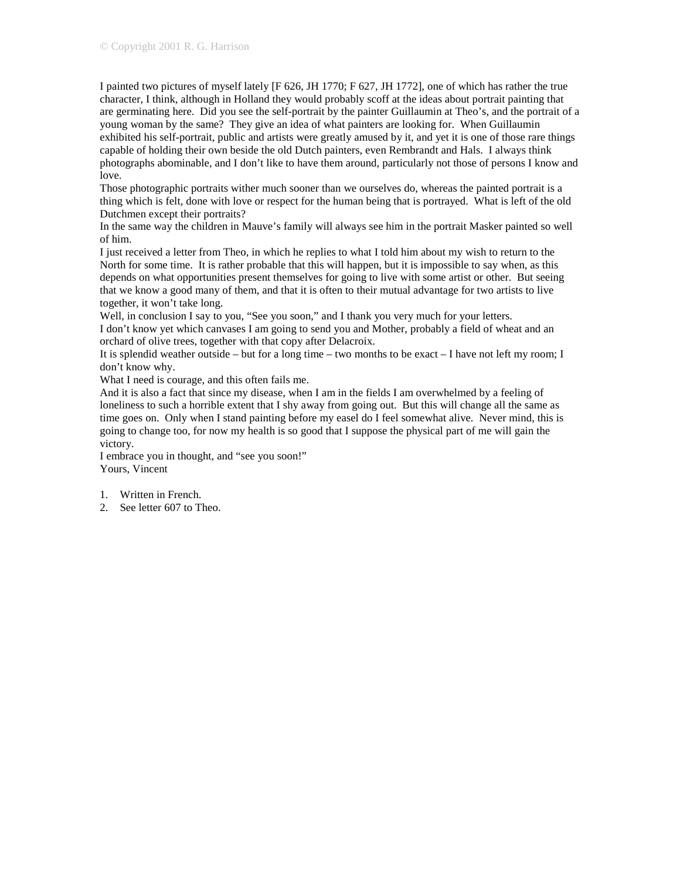I painted two pictures of myself lately [F 626, JH 1770; F 627, JH 1772], one of which has rather the true character, I think, although in Holland they would probably scoff at the ideas about portrait painting that are germinating here. Did you see the self-portrait by the painter Guillaumin at Theo's, and the portrait of a young woman by the same? They give an idea of what painters are looking for. When Guillaumin exhibited his self-portrait, public and artists were greatly amused by it, and yet it is one of those rare things capable of holding their own beside the old Dutch painters, even Rembrandt and Hals. I always think photographs abominable, and I don't like to have them around, particularly not those of persons I know and love.

Those photographic portraits wither much sooner than we ourselves do, whereas the painted portrait is a thing which is felt, done with love or respect for the human being that is portrayed. What is left of the old Dutchmen except their portraits?

In the same way the children in Mauve's family will always see him in the portrait Masker painted so well of him.

I just received a letter from Theo, in which he replies to what I told him about my wish to return to the North for some time. It is rather probable that this will happen, but it is impossible to say when, as this depends on what opportunities present themselves for going to live with some artist or other. But seeing that we know a good many of them, and that it is often to their mutual advantage for two artists to live together, it won't take long.

Well, in conclusion I say to you, "See you soon," and I thank you very much for your letters.

I don't know yet which canvases I am going to send you and Mother, probably a field of wheat and an orchard of olive trees, together with that copy after Delacroix.

It is splendid weather outside – but for a long time – two months to be exact – I have not left my room; I don't know why.

What I need is courage, and this often fails me.

And it is also a fact that since my disease, when I am in the fields I am overwhelmed by a feeling of loneliness to such a horrible extent that I shy away from going out. But this will change all the same as time goes on. Only when I stand painting before my easel do I feel somewhat alive. Never mind, this is going to change too, for now my health is so good that I suppose the physical part of me will gain the victory.

I embrace you in thought, and "see you soon!"

Yours, Vincent

1. Written in French.
2. See letter 607 to Theo.